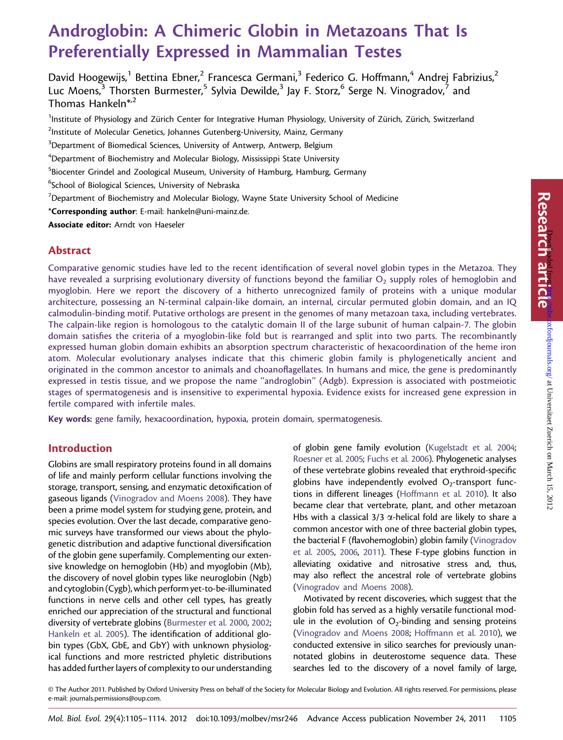# Androglobin: A Chimeric Globin in Metazoans That Is Preferentially Expressed in Mammalian Testes

David Hoogewijs,[1] Bettina Ebner,[2] Francesca Germani,[3] Federico G. Hoffmann,[4] Andrej Fabrizius,[2] Luc Moens,[3] Thorsten Burmester,[5] Sylvia Dewilde,[3] Jay F. Storz,[6] Serge N. Vinogradov,[7] and Thomas Hankeln*[,2]

[1]Institute of Physiology and Zürich Center for Integrative Human Physiology, University of Zürich, Zürich, Switzerland

[2]Institute of Molecular Genetics, Johannes Gutenberg-University, Mainz, Germany

[3]Department of Biomedical Sciences, University of Antwerp, Antwerp, Belgium

[4]Department of Biochemistry and Molecular Biology, Mississippi State University

[5]Biocenter Grindel and Zoological Museum, University of Hamburg, Hamburg, Germany

[6]School of Biological Sciences, University of Nebraska

[7]Department of Biochemistry and Molecular Biology, Wayne State University School of Medicine

***Corresponding author**: E-mail: hankeln@uni-mainz.de.

**Associate editor:** Arndt von Haeseler

## Abstract

Comparative genomic studies have led to the recent identification of several novel globin types in the Metazoa. They have revealed a surprising evolutionary diversity of functions beyond the familiar $O_2$ supply roles of hemoglobin and myoglobin. Here we report the discovery of a hitherto unrecognized family of proteins with a unique modular architecture, possessing an N-terminal calpain-like domain, an internal, circular permuted globin domain, and an IQ calmodulin-binding motif. Putative orthologs are present in the genomes of many metazoan taxa, including vertebrates. The calpain-like region is homologous to the catalytic domain II of the large subunit of human calpain-7. The globin domain satisfies the criteria of a myoglobin-like fold but is rearranged and split into two parts. The recombinantly expressed human globin domain exhibits an absorption spectrum characteristic of hexacoordination of the heme iron atom. Molecular evolutionary analyses indicate that this chimeric globin family is phylogenetically ancient and originated in the common ancestor to animals and choanoflagellates. In humans and mice, the gene is predominantly expressed in testis tissue, and we propose the name "androglobin" (Adgb). Expression is associated with postmeiotic stages of spermatogenesis and is insensitive to experimental hypoxia. Evidence exists for increased gene expression in fertile compared with infertile males.

**Key words:** gene family, hexacoordination, hypoxia, protein domain, spermatogenesis.

## Introduction

Globins are small respiratory proteins found in all domains of life and mainly perform cellular functions involving the storage, transport, sensing, and enzymatic detoxification of gaseous ligands (Vinogradov and Moens 2008). They have been a prime model system for studying gene, protein, and species evolution. Over the last decade, comparative genomic surveys have transformed our views about the phylogenetic distribution and adaptive functional diversification of the globin gene superfamily. Complementing our extensive knowledge on hemoglobin (Hb) and myoglobin (Mb), the discovery of novel globin types like neuroglobin (Ngb) and cytoglobin (Cygb), which perform yet-to-be-illuminated functions in nerve cells and other cell types, has greatly enriched our appreciation of the structural and functional diversity of vertebrate globins (Burmester et al. 2000, 2002; Hankeln et al. 2005). The identification of additional globin types (GbX, GbE, and GbY) with unknown physiological functions and more restricted phyletic distributions has added further layers of complexity to our understanding of globin gene family evolution (Kugelstadt et al. 2004; Roesner et al. 2005; Fuchs et al. 2006). Phylogenetic analyses of these vertebrate globins revealed that erythroid-specific globins have independently evolved $O_2$-transport functions in different lineages (Hoffmann et al. 2010). It also became clear that vertebrate, plant, and other metazoan Hbs with a classical 3/3 α-helical fold are likely to share a common ancestor with one of three bacterial globin types, the bacterial F (flavohemoglobin) globin family (Vinogradov et al. 2005, 2006, 2011). These F-type globins function in alleviating oxidative and nitrosative stress and, thus, may also reflect the ancestral role of vertebrate globins (Vinogradov and Moens 2008).

Motivated by recent discoveries, which suggest that the globin fold has served as a highly versatile functional module in the evolution of $O_2$-binding and sensing proteins (Vinogradov and Moens 2008; Hoffmann et al. 2010), we conducted extensive in silico searches for previously unannotated globins in deuterostome sequence data. These searches led to the discovery of a novel family of large,

© The Author 2011. Published by Oxford University Press on behalf of the Society for Molecular Biology and Evolution. All rights reserved. For permissions, please e-mail: journals.permissions@oup.com.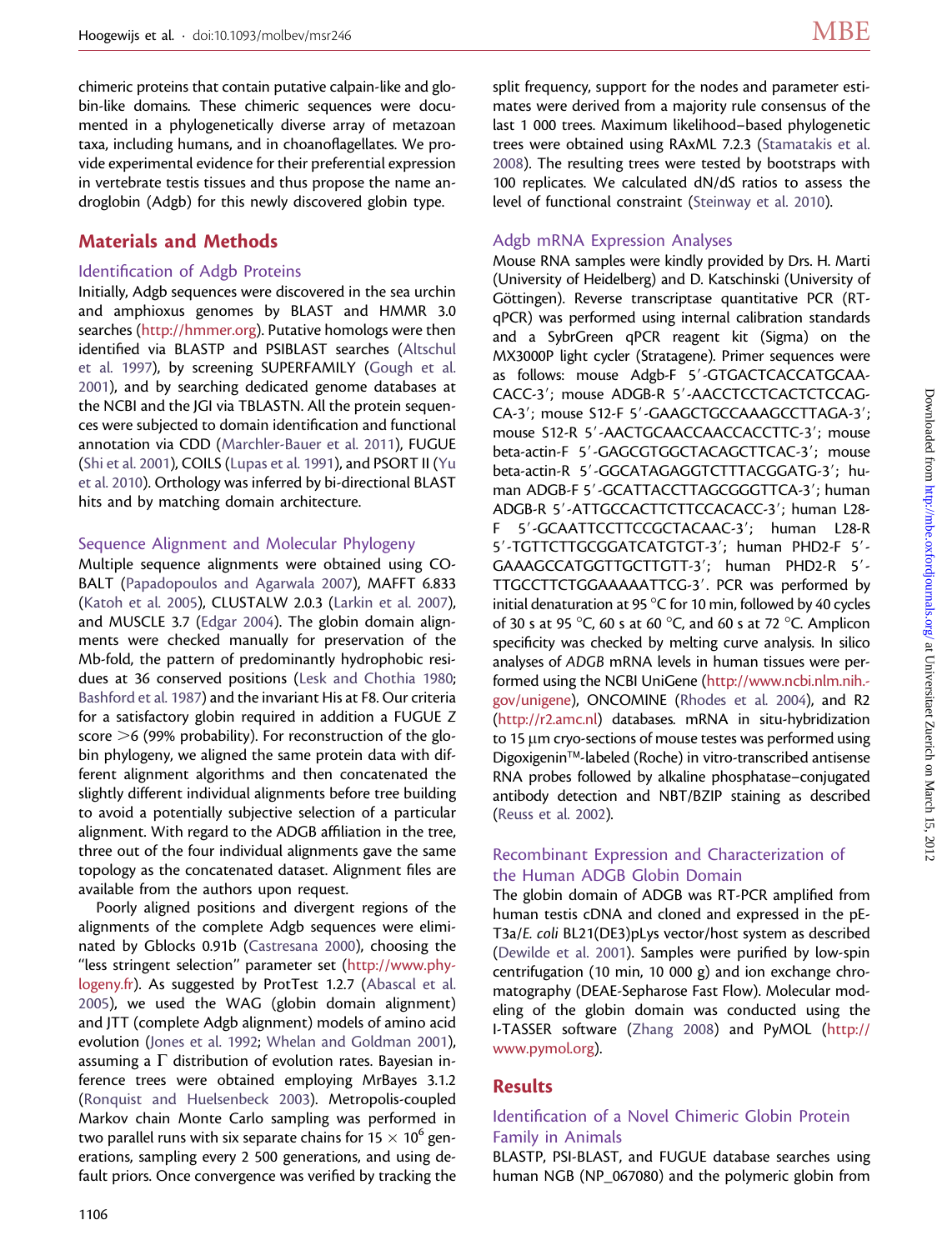chimeric proteins that contain putative calpain-like and globin-like domains. These chimeric sequences were documented in a phylogenetically diverse array of metazoan taxa, including humans, and in choanoflagellates. We provide experimental evidence for their preferential expression in vertebrate testis tissues and thus propose the name androglobin (Adgb) for this newly discovered globin type.

## Materials and Methods

### Identification of Adgb Proteins

Initially, Adgb sequences were discovered in the sea urchin and amphioxus genomes by BLAST and HMMR 3.0 searches (http://hmmer.org). Putative homologs were then identified via BLASTP and PSIBLAST searches (Altschul et al. 1997), by screening SUPERFAMILY (Gough et al. 2001), and by searching dedicated genome databases at the NCBI and the JGI via TBLASTN. All the protein sequences were subjected to domain identification and functional annotation via CDD (Marchler-Bauer et al. 2011), FUGUE (Shi et al. 2001), COILS (Lupas et al. 1991), and PSORT II (Yu et al. 2010). Orthology was inferred by bi-directional BLAST hits and by matching domain architecture.

### Sequence Alignment and Molecular Phylogeny

Multiple sequence alignments were obtained using COBALT (Papadopoulos and Agarwala 2007), MAFFT 6.833 (Katoh et al. 2005), CLUSTALW 2.0.3 (Larkin et al. 2007), and MUSCLE 3.7 (Edgar 2004). The globin domain alignments were checked manually for preservation of the Mb-fold, the pattern of predominantly hydrophobic residues at 36 conserved positions (Lesk and Chothia 1980; Bashford et al. 1987) and the invariant His at F8. Our criteria for a satisfactory globin required in addition a FUGUE Z score >6 (99% probability). For reconstruction of the globin phylogeny, we aligned the same protein data with different alignment algorithms and then concatenated the slightly different individual alignments before tree building to avoid a potentially subjective selection of a particular alignment. With regard to the ADGB affiliation in the tree, three out of the four individual alignments gave the same topology as the concatenated dataset. Alignment files are available from the authors upon request.

Poorly aligned positions and divergent regions of the alignments of the complete Adgb sequences were eliminated by Gblocks 0.91b (Castresana 2000), choosing the "less stringent selection" parameter set (http://www.phylogeny.fr). As suggested by ProtTest 1.2.7 (Abascal et al. 2005), we used the WAG (globin domain alignment) and JTT (complete Adgb alignment) models of amino acid evolution (Jones et al. 1992; Whelan and Goldman 2001), assuming a Γ distribution of evolution rates. Bayesian inference trees were obtained employing MrBayes 3.1.2 (Ronquist and Huelsenbeck 2003). Metropolis-coupled Markov chain Monte Carlo sampling was performed in two parallel runs with six separate chains for $15 \times 10^6$ generations, sampling every 2 500 generations, and using default priors. Once convergence was verified by tracking the split frequency, support for the nodes and parameter estimates were derived from a majority rule consensus of the last 1 000 trees. Maximum likelihood–based phylogenetic trees were obtained using RAxML 7.2.3 (Stamatakis et al. 2008). The resulting trees were tested by bootstraps with 100 replicates. We calculated dN/dS ratios to assess the level of functional constraint (Steinway et al. 2010).

### Adgb mRNA Expression Analyses

Mouse RNA samples were kindly provided by Drs. H. Marti (University of Heidelberg) and D. Katschinski (University of Göttingen). Reverse transcriptase quantitative PCR (RT-qPCR) was performed using internal calibration standards and a SybrGreen qPCR reagent kit (Sigma) on the MX3000P light cycler (Stratagene). Primer sequences were as follows: mouse Adgb-F 5′-GTGACTCACCATGCAACACC-3′; mouse ADGB-R 5′-AACCTCCTCACTCTCCAGCA-3′; mouse S12-F 5′-GAAGCTGCCAAAGCCTTAGA-3′; mouse S12-R 5′-AACTGCAACCAACCACCTTC-3′; mouse beta-actin-F 5′-GAGCGTGGCTACAGCTTCAC-3′; mouse beta-actin-R 5′-GGCATAGAGGTCTTTACGGATG-3′; human ADGB-F 5′-GCATTACCTTAGCGGGTTCA-3′; human ADGB-R 5′-ATTGCCACTTCTTCCACACC-3′; human L28-F 5′-GCAATTCCTTCCGCTACAAC-3′; human L28-R 5′-TGTTCTTGCGGATCATGTGT-3′; human PHD2-F 5′-GAAAGCCATGGTTGCTTGTT-3′; human PHD2-R 5′-TTGCCTTCTGGAAAAATTCG-3′. PCR was performed by initial denaturation at 95 °C for 10 min, followed by 40 cycles of 30 s at 95 °C, 60 s at 60 °C, and 60 s at 72 °C. Amplicon specificity was checked by melting curve analysis. In silico analyses of *ADGB* mRNA levels in human tissues were performed using the NCBI UniGene (http://www.ncbi.nlm.nih.gov/unigene), ONCOMINE (Rhodes et al. 2004), and R2 (http://r2.amc.nl) databases. mRNA in situ-hybridization to 15 μm cryo-sections of mouse testes was performed using Digoxigenin™-labeled (Roche) in vitro-transcribed antisense RNA probes followed by alkaline phosphatase–conjugated antibody detection and NBT/BZIP staining as described (Reuss et al. 2002).

### Recombinant Expression and Characterization of the Human ADGB Globin Domain

The globin domain of ADGB was RT-PCR amplified from human testis cDNA and cloned and expressed in the pET3a/*E. coli* BL21(DE3)pLys vector/host system as described (Dewilde et al. 2001). Samples were purified by low-spin centrifugation (10 min, 10 000 g) and ion exchange chromatography (DEAE-Sepharose Fast Flow). Molecular modeling of the globin domain was conducted using the I-TASSER software (Zhang 2008) and PyMOL (http://www.pymol.org).

## Results

### Identification of a Novel Chimeric Globin Protein Family in Animals

BLASTP, PSI-BLAST, and FUGUE database searches using human NGB (NP_067080) and the polymeric globin from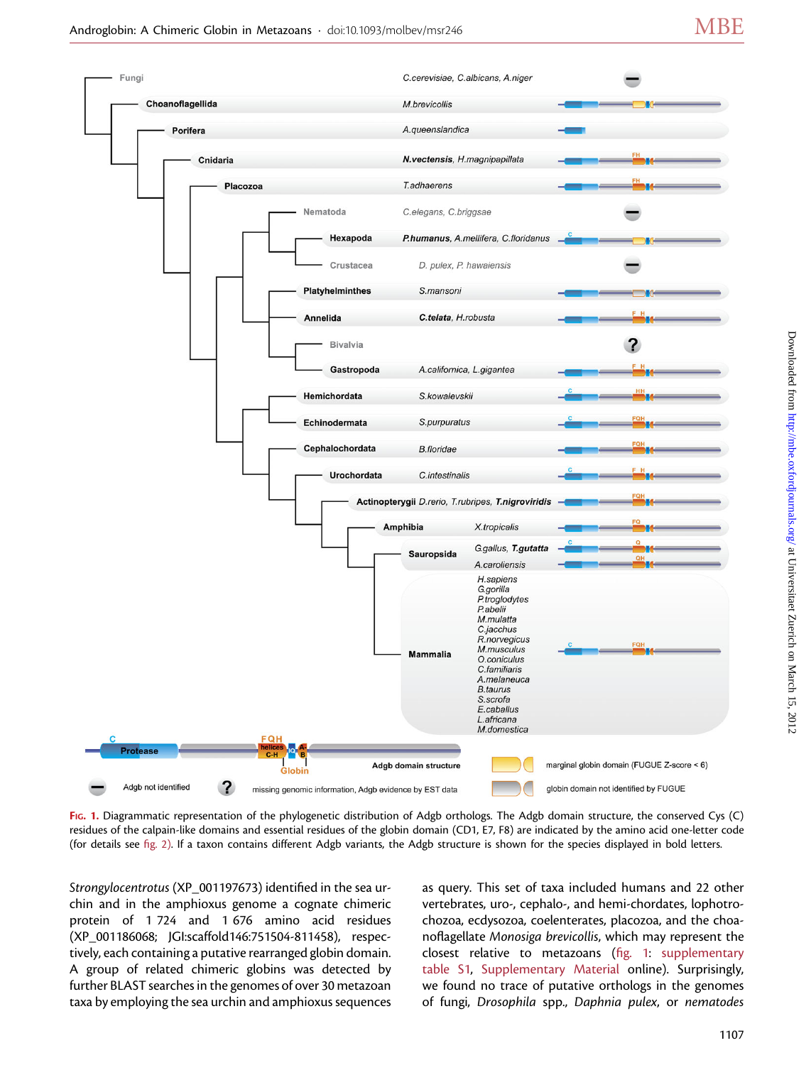FIG. 1. Diagrammatic representation of the phylogenetic distribution of Adgb orthologs. The Adgb domain structure, the conserved Cys (C) residues of the calpain-like domains and essential residues of the globin domain (CD1, E7, F8) are indicated by the amino acid one-letter code (for details see fig. 2). If a taxon contains different Adgb variants, the Adgb structure is shown for the species displayed in bold letters.

*Strongylocentrotus* (XP_001197673) identified in the sea urchin and in the amphioxus genome a cognate chimeric protein of 1 724 and 1 676 amino acid residues (XP_001186068; JGI:scaffold146:751504-811458), respectively, each containing a putative rearranged globin domain. A group of related chimeric globins was detected by further BLAST searches in the genomes of over 30 metazoan taxa by employing the sea urchin and amphioxus sequences as query. This set of taxa included humans and 22 other vertebrates, uro-, cephalo-, and hemi-chordates, lophotrochozoa, ecdysozoa, coelenterates, placozoa, and the choanoflagellate *Monosiga brevicollis*, which may represent the closest relative to metazoans (fig. 1: supplementary table S1, Supplementary Material online). Surprisingly, we found no trace of putative orthologs in the genomes of fungi, *Drosophila* spp., *Daphnia pulex*, or *nematodes*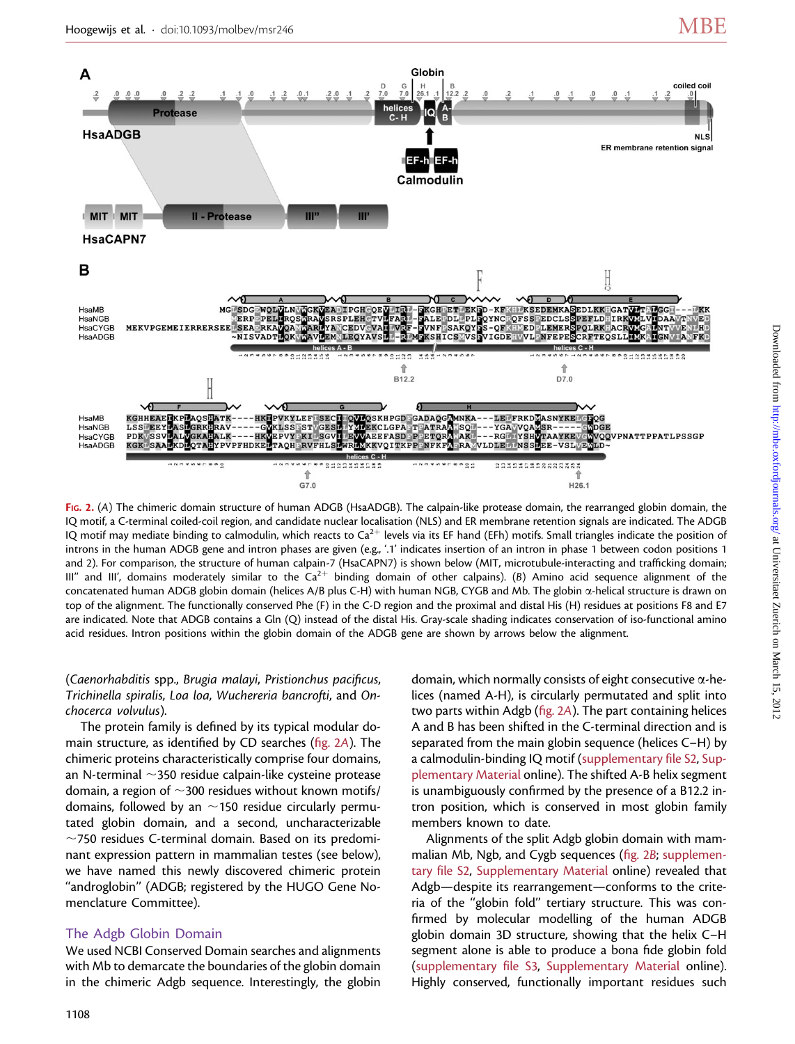Fig. 2. (A) The chimeric domain structure of human ADGB (HsaADGB). The calpain-like protease domain, the rearranged globin domain, the IQ motif, a C-terminal coiled-coil region, and candidate nuclear localisation (NLS) and ER membrane retention signals are indicated. The ADGB IQ motif may mediate binding to calmodulin, which reacts to $Ca^{2+}$ levels via its EF hand (EFh) motifs. Small triangles indicate the position of introns in the human ADGB gene and intron phases are given (e.g., '.1' indicates insertion of an intron in phase 1 between codon positions 1 and 2). For comparison, the structure of human calpain-7 (HsaCAPN7) is shown below (MIT, microtubule-interacting and trafficking domain; III'' and III', domains moderately similar to the $Ca^{2+}$ binding domain of other calpains). (B) Amino acid sequence alignment of the concatenated human ADGB globin domain (helices A/B plus C-H) with human NGB, CYGB and Mb. The globin α-helical structure is drawn on top of the alignment. The functionally conserved Phe (F) in the C-D region and the proximal and distal His (H) residues at positions F8 and E7 are indicated. Note that ADGB contains a Gln (Q) instead of the distal His. Gray-scale shading indicates conservation of iso-functional amino acid residues. Intron positions within the globin domain of the ADGB gene are shown by arrows below the alignment.

(*Caenorhabditis* spp., *Brugia malayi*, *Pristionchus pacificus*, *Trichinella spiralis*, *Loa loa*, *Wuchereria bancrofti*, and *Onchocerca volvulus*).

The protein family is defined by its typical modular domain structure, as identified by CD searches (fig. 2A). The chimeric proteins characteristically comprise four domains, an N-terminal ~350 residue calpain-like cysteine protease domain, a region of ~300 residues without known motifs/domains, followed by an ~150 residue circularly permutated globin domain, and a second, uncharacterizable ~750 residues C-terminal domain. Based on its predominant expression pattern in mammalian testes (see below), we have named this newly discovered chimeric protein "androglobin" (ADGB; registered by the HUGO Gene Nomenclature Committee).

## The Adgb Globin Domain

We used NCBI Conserved Domain searches and alignments with Mb to demarcate the boundaries of the globin domain in the chimeric Adgb sequence. Interestingly, the globin domain, which normally consists of eight consecutive α-helices (named A-H), is circularly permutated and split into two parts within Adgb (fig. 2A). The part containing helices A and B has been shifted in the C-terminal direction and is separated from the main globin sequence (helices C–H) by a calmodulin-binding IQ motif (supplementary file S2, Supplementary Material online). The shifted A-B helix segment is unambiguously confirmed by the presence of a B12.2 intron position, which is conserved in most globin family members known to date.

Alignments of the split Adgb globin domain with mammalian Mb, Ngb, and Cygb sequences (fig. 2B; supplementary file S2, Supplementary Material online) revealed that Adgb—despite its rearrangement—conforms to the criteria of the "globin fold" tertiary structure. This was confirmed by molecular modelling of the human ADGB globin domain 3D structure, showing that the helix C–H segment alone is able to produce a bona fide globin fold (supplementary file S3, Supplementary Material online). Highly conserved, functionally important residues such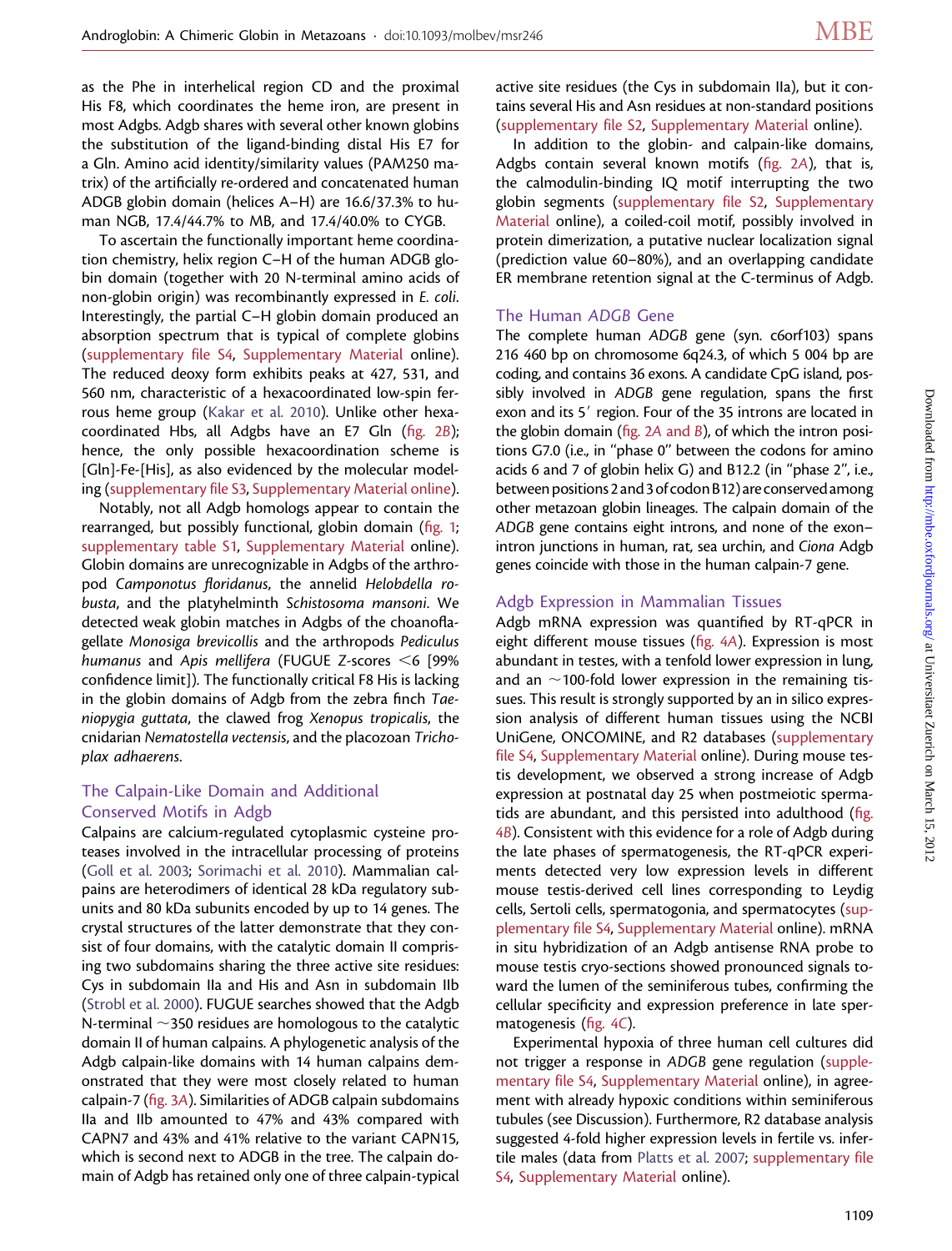as the Phe in interhelical region CD and the proximal His F8, which coordinates the heme iron, are present in most Adgbs. Adgb shares with several other known globins the substitution of the ligand-binding distal His E7 for a Gln. Amino acid identity/similarity values (PAM250 matrix) of the artificially re-ordered and concatenated human ADGB globin domain (helices A–H) are 16.6/37.3% to human NGB, 17.4/44.7% to MB, and 17.4/40.0% to CYGB.

To ascertain the functionally important heme coordination chemistry, helix region C–H of the human ADGB globin domain (together with 20 N-terminal amino acids of non-globin origin) was recombinantly expressed in *E. coli*. Interestingly, the partial C–H globin domain produced an absorption spectrum that is typical of complete globins (supplementary file S4, Supplementary Material online). The reduced deoxy form exhibits peaks at 427, 531, and 560 nm, characteristic of a hexacoordinated low-spin ferrous heme group (Kakar et al. 2010). Unlike other hexacoordinated Hbs, all Adgbs have an E7 Gln (fig. 2B); hence, the only possible hexacoordination scheme is [Gln]-Fe-[His], as also evidenced by the molecular modeling (supplementary file S3, Supplementary Material online).

Notably, not all Adgb homologs appear to contain the rearranged, but possibly functional, globin domain (fig. 1; supplementary table S1, Supplementary Material online). Globin domains are unrecognizable in Adgbs of the arthropod *Camponotus floridanus*, the annelid *Helobdella robusta*, and the platyhelminth *Schistosoma mansoni*. We detected weak globin matches in Adgbs of the choanoflagellate *Monosiga brevicollis* and the arthropods *Pediculus humanus* and *Apis mellifera* (FUGUE Z-scores <6 [99% confidence limit]). The functionally critical F8 His is lacking in the globin domains of Adgb from the zebra finch *Taeniopygia guttata*, the clawed frog *Xenopus tropicalis*, the cnidarian *Nematostella vectensis*, and the placozoan *Trichoplax adhaerens*.

## The Calpain-Like Domain and Additional Conserved Motifs in Adgb

Calpains are calcium-regulated cytoplasmic cysteine proteases involved in the intracellular processing of proteins (Goll et al. 2003; Sorimachi et al. 2010). Mammalian calpains are heterodimers of identical 28 kDa regulatory subunits and 80 kDa subunits encoded by up to 14 genes. The crystal structures of the latter demonstrate that they consist of four domains, with the catalytic domain II comprising two subdomains sharing the three active site residues: Cys in subdomain IIa and His and Asn in subdomain IIb (Strobl et al. 2000). FUGUE searches showed that the Adgb N-terminal ~350 residues are homologous to the catalytic domain II of human calpains. A phylogenetic analysis of the Adgb calpain-like domains with 14 human calpains demonstrated that they were most closely related to human calpain-7 (fig. 3A). Similarities of ADGB calpain subdomains IIa and IIb amounted to 47% and 43% compared with CAPN7 and 43% and 41% relative to the variant CAPN15, which is second next to ADGB in the tree. The calpain domain of Adgb has retained only one of three calpain-typical active site residues (the Cys in subdomain IIa), but it contains several His and Asn residues at non-standard positions (supplementary file S2, Supplementary Material online).

In addition to the globin- and calpain-like domains, Adgbs contain several known motifs (fig. 2A), that is, the calmodulin-binding IQ motif interrupting the two globin segments (supplementary file S2, Supplementary Material online), a coiled-coil motif, possibly involved in protein dimerization, a putative nuclear localization signal (prediction value 60–80%), and an overlapping candidate ER membrane retention signal at the C-terminus of Adgb.

## The Human *ADGB* Gene

The complete human *ADGB* gene (syn. c6orf103) spans 216 460 bp on chromosome 6q24.3, of which 5 004 bp are coding, and contains 36 exons. A candidate CpG island, possibly involved in *ADGB* gene regulation, spans the first exon and its 5′ region. Four of the 35 introns are located in the globin domain (fig. 2A and B), of which the intron positions G7.0 (i.e., in "phase 0" between the codons for amino acids 6 and 7 of globin helix G) and B12.2 (in "phase 2", i.e., between positions 2 and 3 of codon B12) are conserved among other metazoan globin lineages. The calpain domain of the *ADGB* gene contains eight introns, and none of the exon–intron junctions in human, rat, sea urchin, and *Ciona* Adgb genes coincide with those in the human calpain-7 gene.

## Adgb Expression in Mammalian Tissues

Adgb mRNA expression was quantified by RT-qPCR in eight different mouse tissues (fig. 4A). Expression is most abundant in testes, with a tenfold lower expression in lung, and an ~100-fold lower expression in the remaining tissues. This result is strongly supported by an in silico expression analysis of different human tissues using the NCBI UniGene, ONCOMINE, and R2 databases (supplementary file S4, Supplementary Material online). During mouse testis development, we observed a strong increase of Adgb expression at postnatal day 25 when postmeiotic spermatids are abundant, and this persisted into adulthood (fig. 4B). Consistent with this evidence for a role of Adgb during the late phases of spermatogenesis, the RT-qPCR experiments detected very low expression levels in different mouse testis-derived cell lines corresponding to Leydig cells, Sertoli cells, spermatogonia, and spermatocytes (supplementary file S4, Supplementary Material online). mRNA in situ hybridization of an Adgb antisense RNA probe to mouse testis cryo-sections showed pronounced signals toward the lumen of the seminiferous tubes, confirming the cellular specificity and expression preference in late spermatogenesis (fig. 4C).

Experimental hypoxia of three human cell cultures did not trigger a response in *ADGB* gene regulation (supplementary file S4, Supplementary Material online), in agreement with already hypoxic conditions within seminiferous tubules (see Discussion). Furthermore, R2 database analysis suggested 4-fold higher expression levels in fertile vs. infertile males (data from Platts et al. 2007; supplementary file S4, Supplementary Material online).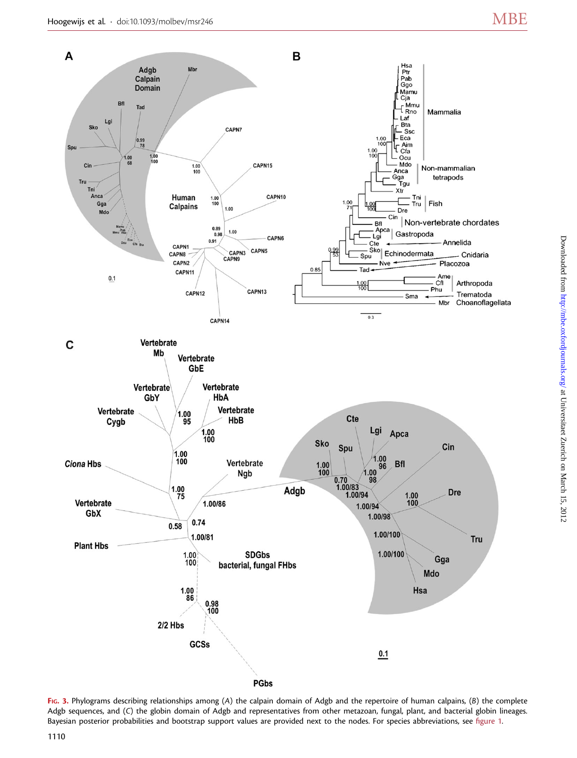Fig. 3. Phylograms describing relationships among (A) the calpain domain of Adgb and the repertoire of human calpains, (B) the complete Adgb sequences, and (C) the globin domain of Adgb and representatives from other metazoan, fungal, plant, and bacterial globin lineages. Bayesian posterior probabilities and bootstrap support values are provided next to the nodes. For species abbreviations, see figure 1.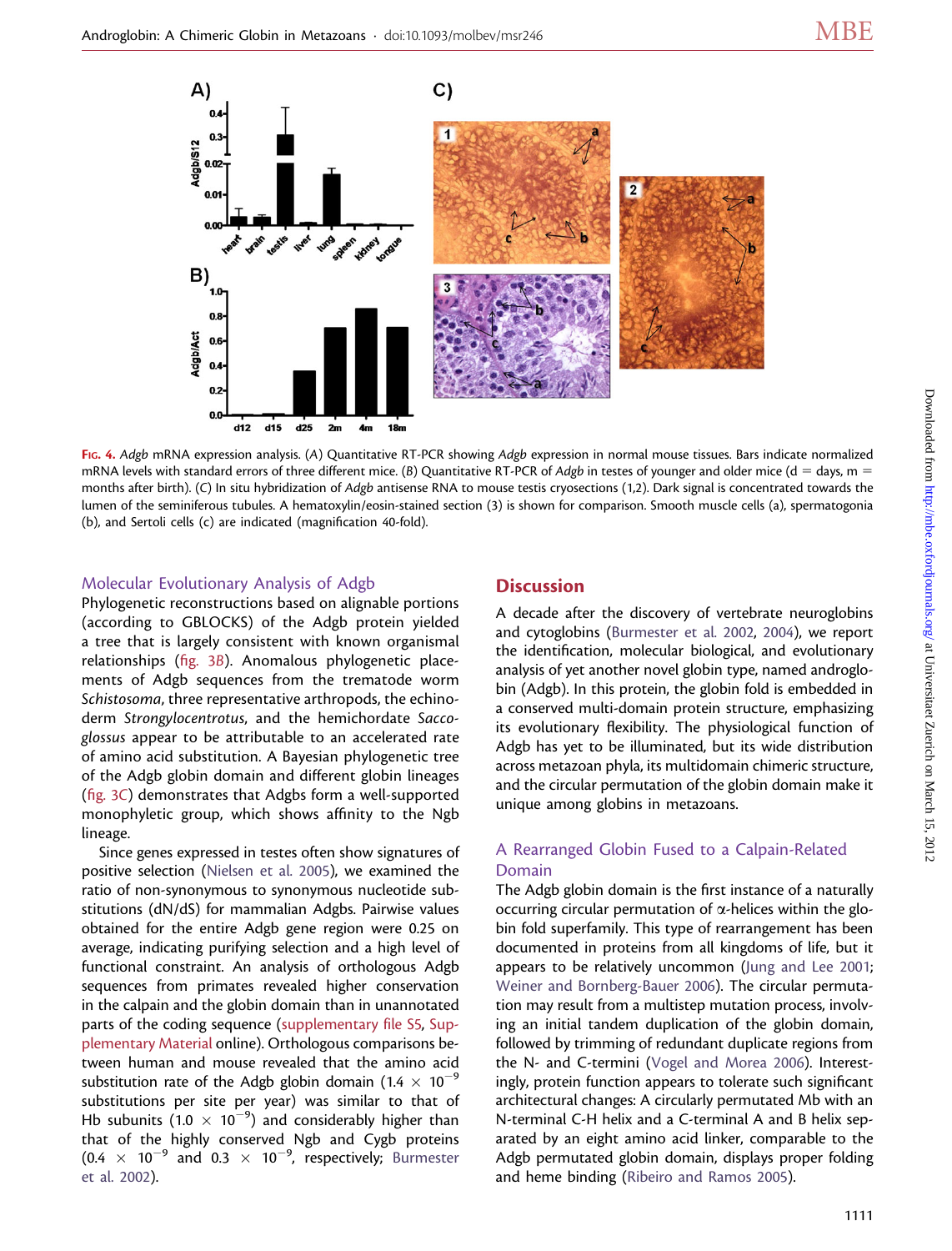Fig. 4. *Adgb* mRNA expression analysis. (*A*) Quantitative RT-PCR showing *Adgb* expression in normal mouse tissues. Bars indicate normalized mRNA levels with standard errors of three different mice. (*B*) Quantitative RT-PCR of *Adgb* in testes of younger and older mice (d = days, m = months after birth). (*C*) In situ hybridization of *Adgb* antisense RNA to mouse testis cryosections (1,2). Dark signal is concentrated towards the lumen of the seminiferous tubules. A hematoxylin/eosin-stained section (3) is shown for comparison. Smooth muscle cells (a), spermatogonia (b), and Sertoli cells (c) are indicated (magnification 40-fold).

### Molecular Evolutionary Analysis of Adgb

Phylogenetic reconstructions based on alignable portions (according to GBLOCKS) of the Adgb protein yielded a tree that is largely consistent with known organismal relationships (fig. 3*B*). Anomalous phylogenetic placements of Adgb sequences from the trematode worm *Schistosoma*, three representative arthropods, the echinoderm *Strongylocentrotus*, and the hemichordate *Saccoglossus* appear to be attributable to an accelerated rate of amino acid substitution. A Bayesian phylogenetic tree of the Adgb globin domain and different globin lineages (fig. 3*C*) demonstrates that Adgbs form a well-supported monophyletic group, which shows affinity to the Ngb lineage.

Since genes expressed in testes often show signatures of positive selection (Nielsen et al. 2005), we examined the ratio of non-synonymous to synonymous nucleotide substitutions (dN/dS) for mammalian Adgbs. Pairwise values obtained for the entire Adgb gene region were 0.25 on average, indicating purifying selection and a high level of functional constraint. An analysis of orthologous Adgb sequences from primates revealed higher conservation in the calpain and the globin domain than in unannotated parts of the coding sequence (supplementary file S5, Supplementary Material online). Orthologous comparisons between human and mouse revealed that the amino acid substitution rate of the Adgb globin domain ($1.4 \times 10^{-9}$ substitutions per site per year) was similar to that of Hb subunits ($1.0 \times 10^{-9}$) and considerably higher than that of the highly conserved Ngb and Cygb proteins ($0.4 \times 10^{-9}$ and $0.3 \times 10^{-9}$, respectively; Burmester et al. 2002).

## Discussion

A decade after the discovery of vertebrate neuroglobins and cytoglobins (Burmester et al. 2002, 2004), we report the identification, molecular biological, and evolutionary analysis of yet another novel globin type, named androglobin (Adgb). In this protein, the globin fold is embedded in a conserved multi-domain protein structure, emphasizing its evolutionary flexibility. The physiological function of Adgb has yet to be illuminated, but its wide distribution across metazoan phyla, its multidomain chimeric structure, and the circular permutation of the globin domain make it unique among globins in metazoans.

### A Rearranged Globin Fused to a Calpain-Related Domain

The Adgb globin domain is the first instance of a naturally occurring circular permutation of α-helices within the globin fold superfamily. This type of rearrangement has been documented in proteins from all kingdoms of life, but it appears to be relatively uncommon (Jung and Lee 2001; Weiner and Bornberg-Bauer 2006). The circular permutation may result from a multistep mutation process, involving an initial tandem duplication of the globin domain, followed by trimming of redundant duplicate regions from the N- and C-termini (Vogel and Morea 2006). Interestingly, protein function appears to tolerate such significant architectural changes: A circularly permutated Mb with an N-terminal C-H helix and a C-terminal A and B helix separated by an eight amino acid linker, comparable to the Adgb permutated globin domain, displays proper folding and heme binding (Ribeiro and Ramos 2005).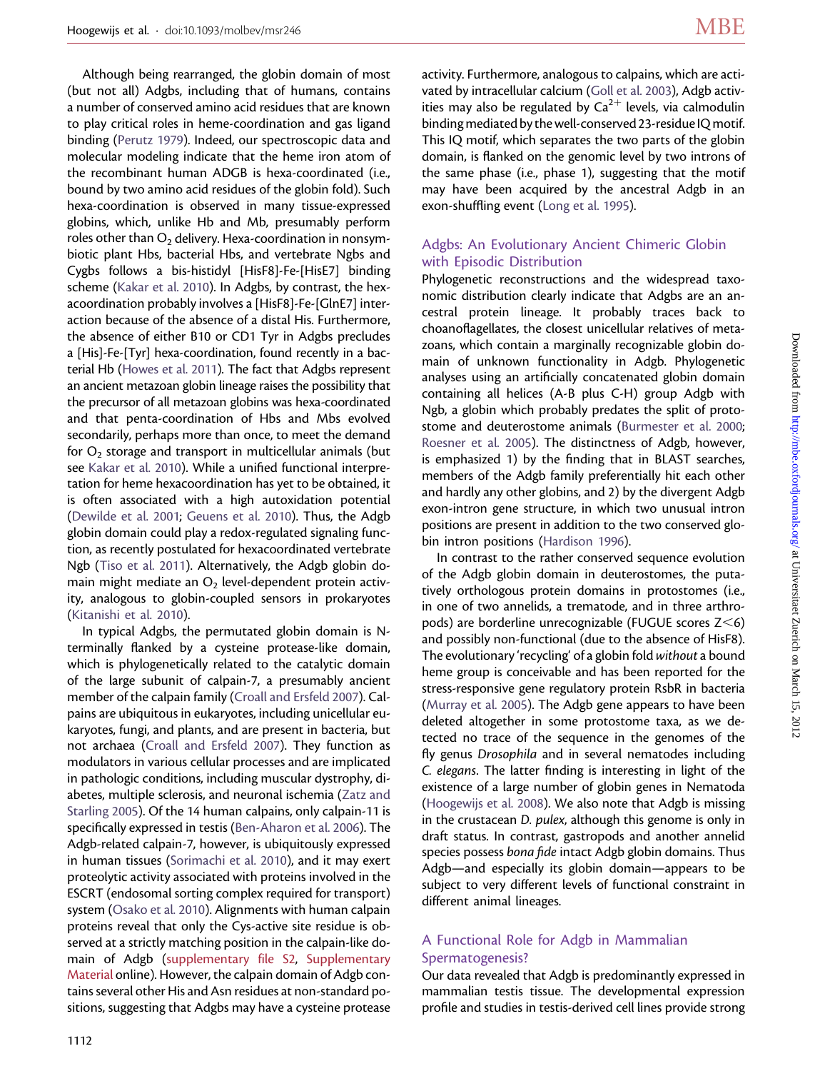Although being rearranged, the globin domain of most (but not all) Adgbs, including that of humans, contains a number of conserved amino acid residues that are known to play critical roles in heme-coordination and gas ligand binding (Perutz 1979). Indeed, our spectroscopic data and molecular modeling indicate that the heme iron atom of the recombinant human ADGB is hexa-coordinated (i.e., bound by two amino acid residues of the globin fold). Such hexa-coordination is observed in many tissue-expressed globins, which, unlike Hb and Mb, presumably perform roles other than $O_2$ delivery. Hexa-coordination in nonsymbiotic plant Hbs, bacterial Hbs, and vertebrate Ngbs and Cygbs follows a bis-histidyl [HisF8]-Fe-[HisE7] binding scheme (Kakar et al. 2010). In Adgbs, by contrast, the hexacoordination probably involves a [HisF8]-Fe-[GlnE7] interaction because of the absence of a distal His. Furthermore, the absence of either B10 or CD1 Tyr in Adgbs precludes a [His]-Fe-[Tyr] hexa-coordination, found recently in a bacterial Hb (Howes et al. 2011). The fact that Adgbs represent an ancient metazoan globin lineage raises the possibility that the precursor of all metazoan globins was hexa-coordinated and that penta-coordination of Hbs and Mbs evolved secondarily, perhaps more than once, to meet the demand for $O_2$ storage and transport in multicellular animals (but see Kakar et al. 2010). While a unified functional interpretation for heme hexacoordination has yet to be obtained, it is often associated with a high autoxidation potential (Dewilde et al. 2001; Geuens et al. 2010). Thus, the Adgb globin domain could play a redox-regulated signaling function, as recently postulated for hexacoordinated vertebrate Ngb (Tiso et al. 2011). Alternatively, the Adgb globin domain might mediate an $O_2$ level-dependent protein activity, analogous to globin-coupled sensors in prokaryotes (Kitanishi et al. 2010).

In typical Adgbs, the permutated globin domain is N-terminally flanked by a cysteine protease-like domain, which is phylogenetically related to the catalytic domain of the large subunit of calpain-7, a presumably ancient member of the calpain family (Croall and Ersfeld 2007). Calpains are ubiquitous in eukaryotes, including unicellular eukaryotes, fungi, and plants, and are present in bacteria, but not archaea (Croall and Ersfeld 2007). They function as modulators in various cellular processes and are implicated in pathologic conditions, including muscular dystrophy, diabetes, multiple sclerosis, and neuronal ischemia (Zatz and Starling 2005). Of the 14 human calpains, only calpain-11 is specifically expressed in testis (Ben-Aharon et al. 2006). The Adgb-related calpain-7, however, is ubiquitously expressed in human tissues (Sorimachi et al. 2010), and it may exert proteolytic activity associated with proteins involved in the ESCRT (endosomal sorting complex required for transport) system (Osako et al. 2010). Alignments with human calpain proteins reveal that only the Cys-active site residue is observed at a strictly matching position in the calpain-like domain of Adgb (supplementary file S2, Supplementary Material online). However, the calpain domain of Adgb contains several other His and Asn residues at non-standard positions, suggesting that Adgbs may have a cysteine protease activity. Furthermore, analogous to calpains, which are activated by intracellular calcium (Goll et al. 2003), Adgb activities may also be regulated by $Ca^{2+}$ levels, via calmodulin binding mediated by the well-conserved 23-residue IQ motif. This IQ motif, which separates the two parts of the globin domain, is flanked on the genomic level by two introns of the same phase (i.e., phase 1), suggesting that the motif may have been acquired by the ancestral Adgb in an exon-shuffling event (Long et al. 1995).

## Adgbs: An Evolutionary Ancient Chimeric Globin with Episodic Distribution

Phylogenetic reconstructions and the widespread taxonomic distribution clearly indicate that Adgbs are an ancestral protein lineage. It probably traces back to choanoflagellates, the closest unicellular relatives of metazoans, which contain a marginally recognizable globin domain of unknown functionality in Adgb. Phylogenetic analyses using an artificially concatenated globin domain containing all helices (A-B plus C-H) group Adgb with Ngb, a globin which probably predates the split of protostome and deuterostome animals (Burmester et al. 2000; Roesner et al. 2005). The distinctness of Adgb, however, is emphasized 1) by the finding that in BLAST searches, members of the Adgb family preferentially hit each other and hardly any other globins, and 2) by the divergent Adgb exon-intron gene structure, in which two unusual intron positions are present in addition to the two conserved globin intron positions (Hardison 1996).

In contrast to the rather conserved sequence evolution of the Adgb globin domain in deuterostomes, the putatively orthologous protein domains in protostomes (i.e., in one of two annelids, a trematode, and in three arthropods) are borderline unrecognizable (FUGUE scores $Z<6$) and possibly non-functional (due to the absence of HisF8). The evolutionary 'recycling' of a globin fold *without* a bound heme group is conceivable and has been reported for the stress-responsive gene regulatory protein RsbR in bacteria (Murray et al. 2005). The Adgb gene appears to have been deleted altogether in some protostome taxa, as we detected no trace of the sequence in the genomes of the fly genus *Drosophila* and in several nematodes including *C. elegans*. The latter finding is interesting in light of the existence of a large number of globin genes in Nematoda (Hoogewijs et al. 2008). We also note that Adgb is missing in the crustacean *D. pulex*, although this genome is only in draft status. In contrast, gastropods and another annelid species possess *bona fide* intact Adgb globin domains. Thus Adgb—and especially its globin domain—appears to be subject to very different levels of functional constraint in different animal lineages.

## A Functional Role for Adgb in Mammalian Spermatogenesis?

Our data revealed that Adgb is predominantly expressed in mammalian testis tissue. The developmental expression profile and studies in testis-derived cell lines provide strong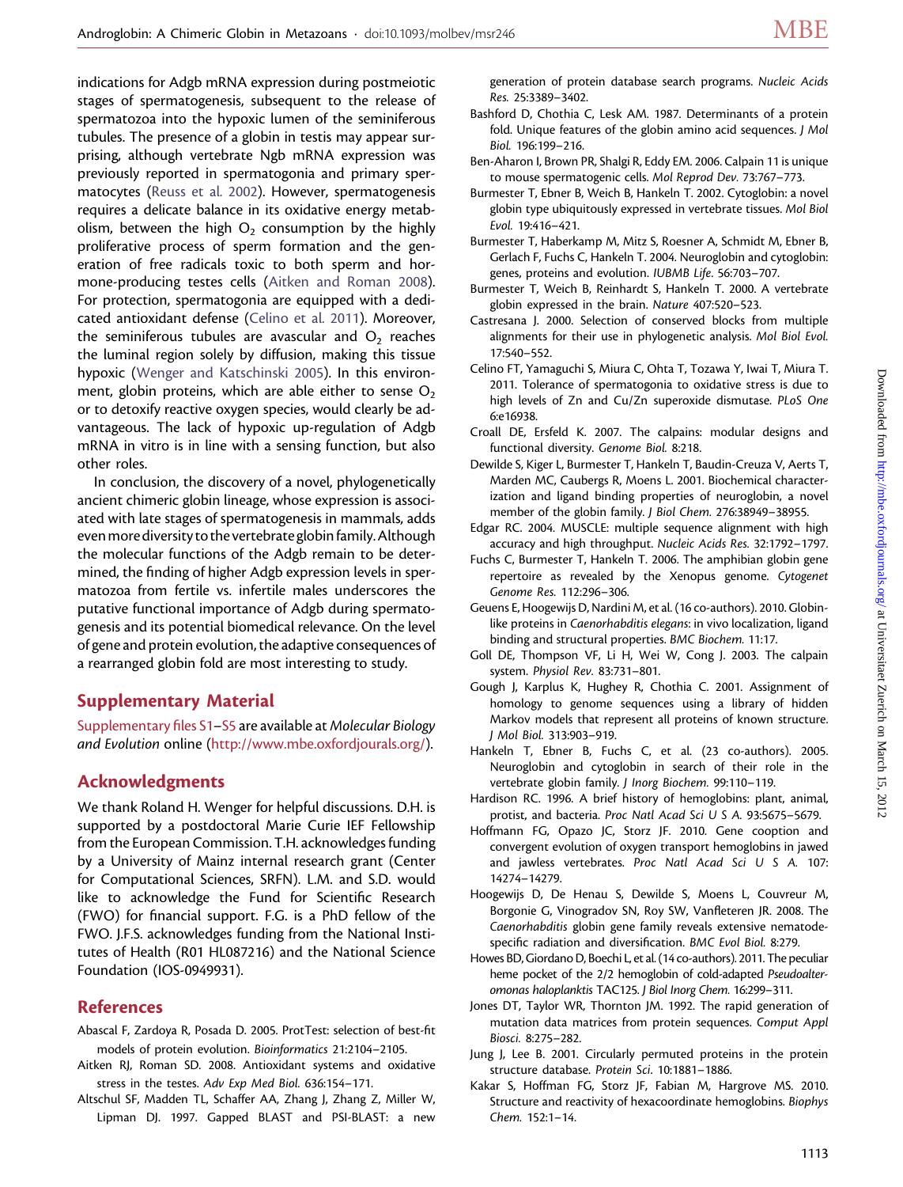indications for Adgb mRNA expression during postmeiotic stages of spermatogenesis, subsequent to the release of spermatozoa into the hypoxic lumen of the seminiferous tubules. The presence of a globin in testis may appear surprising, although vertebrate Ngb mRNA expression was previously reported in spermatogonia and primary spermatocytes (Reuss et al. 2002). However, spermatogenesis requires a delicate balance in its oxidative energy metabolism, between the high $O_2$ consumption by the highly proliferative process of sperm formation and the generation of free radicals toxic to both sperm and hormone-producing testes cells (Aitken and Roman 2008). For protection, spermatogonia are equipped with a dedicated antioxidant defense (Celino et al. 2011). Moreover, the seminiferous tubules are avascular and $O_2$ reaches the luminal region solely by diffusion, making this tissue hypoxic (Wenger and Katschinski 2005). In this environment, globin proteins, which are able either to sense $O_2$ or to detoxify reactive oxygen species, would clearly be advantageous. The lack of hypoxic up-regulation of Adgb mRNA in vitro is in line with a sensing function, but also other roles.

In conclusion, the discovery of a novel, phylogenetically ancient chimeric globin lineage, whose expression is associated with late stages of spermatogenesis in mammals, adds even more diversity to the vertebrate globin family. Although the molecular functions of the Adgb remain to be determined, the finding of higher Adgb expression levels in spermatozoa from fertile vs. infertile males underscores the putative functional importance of Adgb during spermatogenesis and its potential biomedical relevance. On the level of gene and protein evolution, the adaptive consequences of a rearranged globin fold are most interesting to study.

## Supplementary Material

Supplementary files S1–S5 are available at *Molecular Biology and Evolution* online (http://www.mbe.oxfordjournals.org/).

## Acknowledgments

We thank Roland H. Wenger for helpful discussions. D.H. is supported by a postdoctoral Marie Curie IEF Fellowship from the European Commission. T.H. acknowledges funding by a University of Mainz internal research grant (Center for Computational Sciences, SRFN). L.M. and S.D. would like to acknowledge the Fund for Scientific Research (FWO) for financial support. F.G. is a PhD fellow of the FWO. J.F.S. acknowledges funding from the National Institutes of Health (R01 HL087216) and the National Science Foundation (IOS-0949931).

## References

Abascal F, Zardoya R, Posada D. 2005. ProtTest: selection of best-fit models of protein evolution. *Bioinformatics* 21:2104–2105.

Aitken RJ, Roman SD. 2008. Antioxidant systems and oxidative stress in the testes. *Adv Exp Med Biol.* 636:154–171.

Altschul SF, Madden TL, Schaffer AA, Zhang J, Zhang Z, Miller W, Lipman DJ. 1997. Gapped BLAST and PSI-BLAST: a new generation of protein database search programs. *Nucleic Acids Res.* 25:3389–3402.

Bashford D, Chothia C, Lesk AM. 1987. Determinants of a protein fold. Unique features of the globin amino acid sequences. *J Mol Biol.* 196:199–216.

Ben-Aharon I, Brown PR, Shalgi R, Eddy EM. 2006. Calpain 11 is unique to mouse spermatogenic cells. *Mol Reprod Dev.* 73:767–773.

Burmester T, Ebner B, Weich B, Hankeln T. 2002. Cytoglobin: a novel globin type ubiquitously expressed in vertebrate tissues. *Mol Biol Evol.* 19:416–421.

Burmester T, Haberkamp M, Mitz S, Roesner A, Schmidt M, Ebner B, Gerlach F, Fuchs C, Hankeln T. 2004. Neuroglobin and cytoglobin: genes, proteins and evolution. *IUBMB Life.* 56:703–707.

Burmester T, Weich B, Reinhardt S, Hankeln T. 2000. A vertebrate globin expressed in the brain. *Nature* 407:520–523.

Castresana J. 2000. Selection of conserved blocks from multiple alignments for their use in phylogenetic analysis. *Mol Biol Evol.* 17:540–552.

Celino FT, Yamaguchi S, Miura C, Ohta T, Tozawa Y, Iwai T, Miura T. 2011. Tolerance of spermatogonia to oxidative stress is due to high levels of Zn and Cu/Zn superoxide dismutase. *PLoS One* 6:e16938.

Croall DE, Ersfeld K. 2007. The calpains: modular designs and functional diversity. *Genome Biol.* 8:218.

Dewilde S, Kiger L, Burmester T, Hankeln T, Baudin-Creuza V, Aerts T, Marden MC, Caubergs R, Moens L. 2001. Biochemical characterization and ligand binding properties of neuroglobin, a novel member of the globin family. *J Biol Chem.* 276:38949–38955.

Edgar RC. 2004. MUSCLE: multiple sequence alignment with high accuracy and high throughput. *Nucleic Acids Res.* 32:1792–1797.

Fuchs C, Burmester T, Hankeln T. 2006. The amphibian globin gene repertoire as revealed by the Xenopus genome. *Cytogenet Genome Res.* 112:296–306.

Geuens E, Hoogewijs D, Nardini M, et al. (16 co-authors). 2010. Globin-like proteins in *Caenorhabditis elegans*: in vivo localization, ligand binding and structural properties. *BMC Biochem.* 11:17.

Goll DE, Thompson VF, Li H, Wei W, Cong J. 2003. The calpain system. *Physiol Rev.* 83:731–801.

Gough J, Karplus K, Hughey R, Chothia C. 2001. Assignment of homology to genome sequences using a library of hidden Markov models that represent all proteins of known structure. *J Mol Biol.* 313:903–919.

Hankeln T, Ebner B, Fuchs C, et al. (23 co-authors). 2005. Neuroglobin and cytoglobin in search of their role in the vertebrate globin family. *J Inorg Biochem.* 99:110–119.

Hardison RC. 1996. A brief history of hemoglobins: plant, animal, protist, and bacteria. *Proc Natl Acad Sci U S A.* 93:5675–5679.

Hoffmann FG, Opazo JC, Storz JF. 2010. Gene cooption and convergent evolution of oxygen transport hemoglobins in jawed and jawless vertebrates. *Proc Natl Acad Sci U S A.* 107:14274–14279.

Hoogewijs D, De Henau S, Dewilde S, Moens L, Couvreur M, Borgonie G, Vinogradov SN, Roy SW, Vanfleteren JR. 2008. The *Caenorhabditis* globin gene family reveals extensive nematode-specific radiation and diversification. *BMC Evol Biol.* 8:279.

Howes BD, Giordano D, Boechi L, et al. (14 co-authors). 2011. The peculiar heme pocket of the 2/2 hemoglobin of cold-adapted *Pseudoalteromonas haloplanktis* TAC125. *J Biol Inorg Chem.* 16:299–311.

Jones DT, Taylor WR, Thornton JM. 1992. The rapid generation of mutation data matrices from protein sequences. *Comput Appl Biosci.* 8:275–282.

Jung J, Lee B. 2001. Circularly permuted proteins in the protein structure database. *Protein Sci.* 10:1881–1886.

Kakar S, Hoffman FG, Storz JF, Fabian M, Hargrove MS. 2010. Structure and reactivity of hexacoordinate hemoglobins. *Biophys Chem.* 152:1–14.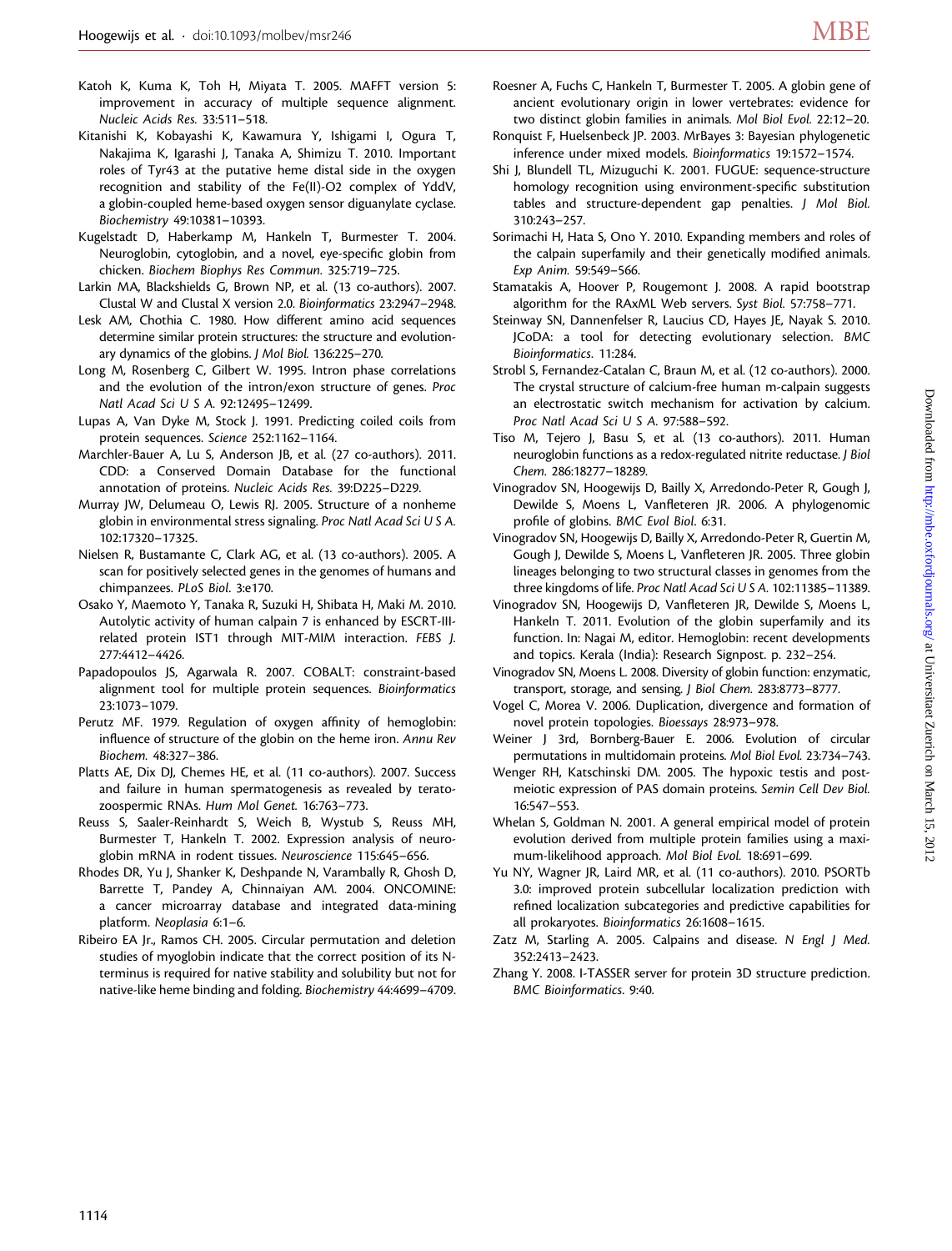Katoh K, Kuma K, Toh H, Miyata T. 2005. MAFFT version 5: improvement in accuracy of multiple sequence alignment. *Nucleic Acids Res.* 33:511–518.

Kitanishi K, Kobayashi K, Kawamura Y, Ishigami I, Ogura T, Nakajima K, Igarashi J, Tanaka A, Shimizu T. 2010. Important roles of Tyr43 at the putative heme distal side in the oxygen recognition and stability of the Fe(II)-O2 complex of YddV, a globin-coupled heme-based oxygen sensor diguanylate cyclase. *Biochemistry* 49:10381–10393.

Kugelstadt D, Haberkamp M, Hankeln T, Burmester T. 2004. Neuroglobin, cytoglobin, and a novel, eye-specific globin from chicken. *Biochem Biophys Res Commun.* 325:719–725.

Larkin MA, Blackshields G, Brown NP, et al. (13 co-authors). 2007. Clustal W and Clustal X version 2.0. *Bioinformatics* 23:2947–2948.

Lesk AM, Chothia C. 1980. How different amino acid sequences determine similar protein structures: the structure and evolutionary dynamics of the globins. *J Mol Biol.* 136:225–270.

Long M, Rosenberg C, Gilbert W. 1995. Intron phase correlations and the evolution of the intron/exon structure of genes. *Proc Natl Acad Sci U S A.* 92:12495–12499.

Lupas A, Van Dyke M, Stock J. 1991. Predicting coiled coils from protein sequences. *Science* 252:1162–1164.

Marchler-Bauer A, Lu S, Anderson JB, et al. (27 co-authors). 2011. CDD: a Conserved Domain Database for the functional annotation of proteins. *Nucleic Acids Res.* 39:D225–D229.

Murray JW, Delumeau O, Lewis RJ. 2005. Structure of a nonheme globin in environmental stress signaling. *Proc Natl Acad Sci U S A.* 102:17320–17325.

Nielsen R, Bustamante C, Clark AG, et al. (13 co-authors). 2005. A scan for positively selected genes in the genomes of humans and chimpanzees. *PLoS Biol.* 3:e170.

Osako Y, Maemoto Y, Tanaka R, Suzuki H, Shibata H, Maki M. 2010. Autolytic activity of human calpain 7 is enhanced by ESCRT-III-related protein IST1 through MIT-MIM interaction. *FEBS J.* 277:4412–4426.

Papadopoulos JS, Agarwala R. 2007. COBALT: constraint-based alignment tool for multiple protein sequences. *Bioinformatics* 23:1073–1079.

Perutz MF. 1979. Regulation of oxygen affinity of hemoglobin: influence of structure of the globin on the heme iron. *Annu Rev Biochem.* 48:327–386.

Platts AE, Dix DJ, Chemes HE, et al. (11 co-authors). 2007. Success and failure in human spermatogenesis as revealed by teratozoospermic RNAs. *Hum Mol Genet.* 16:763–773.

Reuss S, Saaler-Reinhardt S, Weich B, Wystub S, Reuss MH, Burmester T, Hankeln T. 2002. Expression analysis of neuroglobin mRNA in rodent tissues. *Neuroscience* 115:645–656.

Rhodes DR, Yu J, Shanker K, Deshpande N, Varambally R, Ghosh D, Barrette T, Pandey A, Chinnaiyan AM. 2004. ONCOMINE: a cancer microarray database and integrated data-mining platform. *Neoplasia* 6:1–6.

Ribeiro EA Jr., Ramos CH. 2005. Circular permutation and deletion studies of myoglobin indicate that the correct position of its N-terminus is required for native stability and solubility but not for native-like heme binding and folding. *Biochemistry* 44:4699–4709.

Roesner A, Fuchs C, Hankeln T, Burmester T. 2005. A globin gene of ancient evolutionary origin in lower vertebrates: evidence for two distinct globin families in animals. *Mol Biol Evol.* 22:12–20.

Ronquist F, Huelsenbeck JP. 2003. MrBayes 3: Bayesian phylogenetic inference under mixed models. *Bioinformatics* 19:1572–1574.

Shi J, Blundell TL, Mizuguchi K. 2001. FUGUE: sequence-structure homology recognition using environment-specific substitution tables and structure-dependent gap penalties. *J Mol Biol.* 310:243–257.

Sorimachi H, Hata S, Ono Y. 2010. Expanding members and roles of the calpain superfamily and their genetically modified animals. *Exp Anim.* 59:549–566.

Stamatakis A, Hoover P, Rougemont J. 2008. A rapid bootstrap algorithm for the RAxML Web servers. *Syst Biol.* 57:758–771.

Steinway SN, Dannenfelser R, Laucius CD, Hayes JE, Nayak S. 2010. JCoDA: a tool for detecting evolutionary selection. *BMC Bioinformatics.* 11:284.

Strobl S, Fernandez-Catalan C, Braun M, et al. (12 co-authors). 2000. The crystal structure of calcium-free human m-calpain suggests an electrostatic switch mechanism for activation by calcium. *Proc Natl Acad Sci U S A.* 97:588–592.

Tiso M, Tejero J, Basu S, et al. (13 co-authors). 2011. Human neuroglobin functions as a redox-regulated nitrite reductase. *J Biol Chem.* 286:18277–18289.

Vinogradov SN, Hoogewijs D, Bailly X, Arredondo-Peter R, Gough J, Dewilde S, Moens L, Vanfleteren JR. 2006. A phylogenomic profile of globins. *BMC Evol Biol.* 6:31.

Vinogradov SN, Hoogewijs D, Bailly X, Arredondo-Peter R, Guertin M, Gough J, Dewilde S, Moens L, Vanfleteren JR. 2005. Three globin lineages belonging to two structural classes in genomes from the three kingdoms of life. *Proc Natl Acad Sci U S A.* 102:11385–11389.

Vinogradov SN, Hoogewijs D, Vanfleteren JR, Dewilde S, Moens L, Hankeln T. 2011. Evolution of the globin superfamily and its function. In: Nagai M, editor. Hemoglobin: recent developments and topics. Kerala (India): Research Signpost. p. 232–254.

Vinogradov SN, Moens L. 2008. Diversity of globin function: enzymatic, transport, storage, and sensing. *J Biol Chem.* 283:8773–8777.

Vogel C, Morea V. 2006. Duplication, divergence and formation of novel protein topologies. *Bioessays* 28:973–978.

Weiner J 3rd, Bornberg-Bauer E. 2006. Evolution of circular permutations in multidomain proteins. *Mol Biol Evol.* 23:734–743.

Wenger RH, Katschinski DM. 2005. The hypoxic testis and post-meiotic expression of PAS domain proteins. *Semin Cell Dev Biol.* 16:547–553.

Whelan S, Goldman N. 2001. A general empirical model of protein evolution derived from multiple protein families using a maximum-likelihood approach. *Mol Biol Evol.* 18:691–699.

Yu NY, Wagner JR, Laird MR, et al. (11 co-authors). 2010. PSORTb 3.0: improved protein subcellular localization prediction with refined localization subcategories and predictive capabilities for all prokaryotes. *Bioinformatics* 26:1608–1615.

Zatz M, Starling A. 2005. Calpains and disease. *N Engl J Med.* 352:2413–2423.

Zhang Y. 2008. I-TASSER server for protein 3D structure prediction. *BMC Bioinformatics.* 9:40.